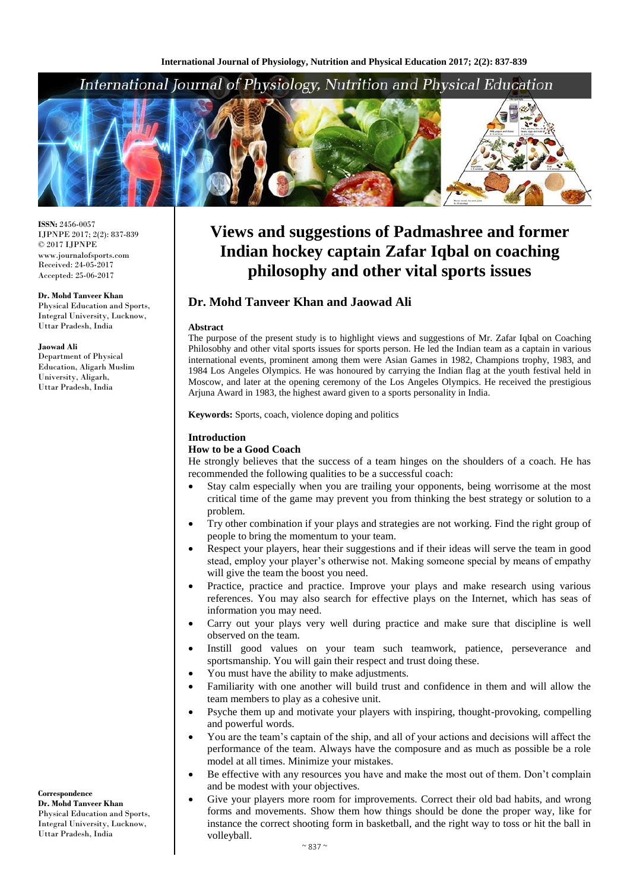ISSN: 2456-0057
IJPNPE 2017; 2(2): 837-839
© 2017 IJPNPE
www.journalofsports.com
Received: 24-05-2017
Accepted: 25-06-2017

**Dr. Mohd Tanveer Khan**
Physical Education and Sports, Integral University, Lucknow, Uttar Pradesh, India

**Jaowad Ali**
Department of Physical Education, Aligarh Muslim University, Aligarh, Uttar Pradesh, India

**Correspondence**
**Dr. Mohd Tanveer Khan**
Physical Education and Sports, Integral University, Lucknow, Uttar Pradesh, India

# Views and suggestions of Padmashree and former Indian hockey captain Zafar Iqbal on coaching philosophy and other vital sports issues

## Dr. Mohd Tanveer Khan and Jaowad Ali

**Abstract**

The purpose of the present study is to highlight views and suggestions of Mr. Zafar Iqbal on Coaching Philosobhy and other vital sports issues for sports person. He led the Indian team as a captain in various international events, prominent among them were Asian Games in 1982, Champions trophy, 1983, and 1984 Los Angeles Olympics. He was honoured by carrying the Indian flag at the youth festival held in Moscow, and later at the opening ceremony of the Los Angeles Olympics. He received the prestigious Arjuna Award in 1983, the highest award given to a sports personality in India.

**Keywords:** Sports, coach, violence doping and politics

**Introduction**

**How to be a Good Coach**

He strongly believes that the success of a team hinges on the shoulders of a coach. He has recommended the following qualities to be a successful coach:

- Stay calm especially when you are trailing your opponents, being worrisome at the most critical time of the game may prevent you from thinking the best strategy or solution to a problem.
- Try other combination if your plays and strategies are not working. Find the right group of people to bring the momentum to your team.
- Respect your players, hear their suggestions and if their ideas will serve the team in good stead, employ your player's otherwise not. Making someone special by means of empathy will give the team the boost you need.
- Practice, practice and practice. Improve your plays and make research using various references. You may also search for effective plays on the Internet, which has seas of information you may need.
- Carry out your plays very well during practice and make sure that discipline is well observed on the team.
- Instill good values on your team such teamwork, patience, perseverance and sportsmanship. You will gain their respect and trust doing these.
- You must have the ability to make adjustments.
- Familiarity with one another will build trust and confidence in them and will allow the team members to play as a cohesive unit.
- Psyche them up and motivate your players with inspiring, thought-provoking, compelling and powerful words.
- You are the team's captain of the ship, and all of your actions and decisions will affect the performance of the team. Always have the composure and as much as possible be a role model at all times. Minimize your mistakes.
- Be effective with any resources you have and make the most out of them. Don't complain and be modest with your objectives.
- Give your players more room for improvements. Correct their old bad habits, and wrong forms and movements. Show them how things should be done the proper way, like for instance the correct shooting form in basketball, and the right way to toss or hit the ball in volleyball.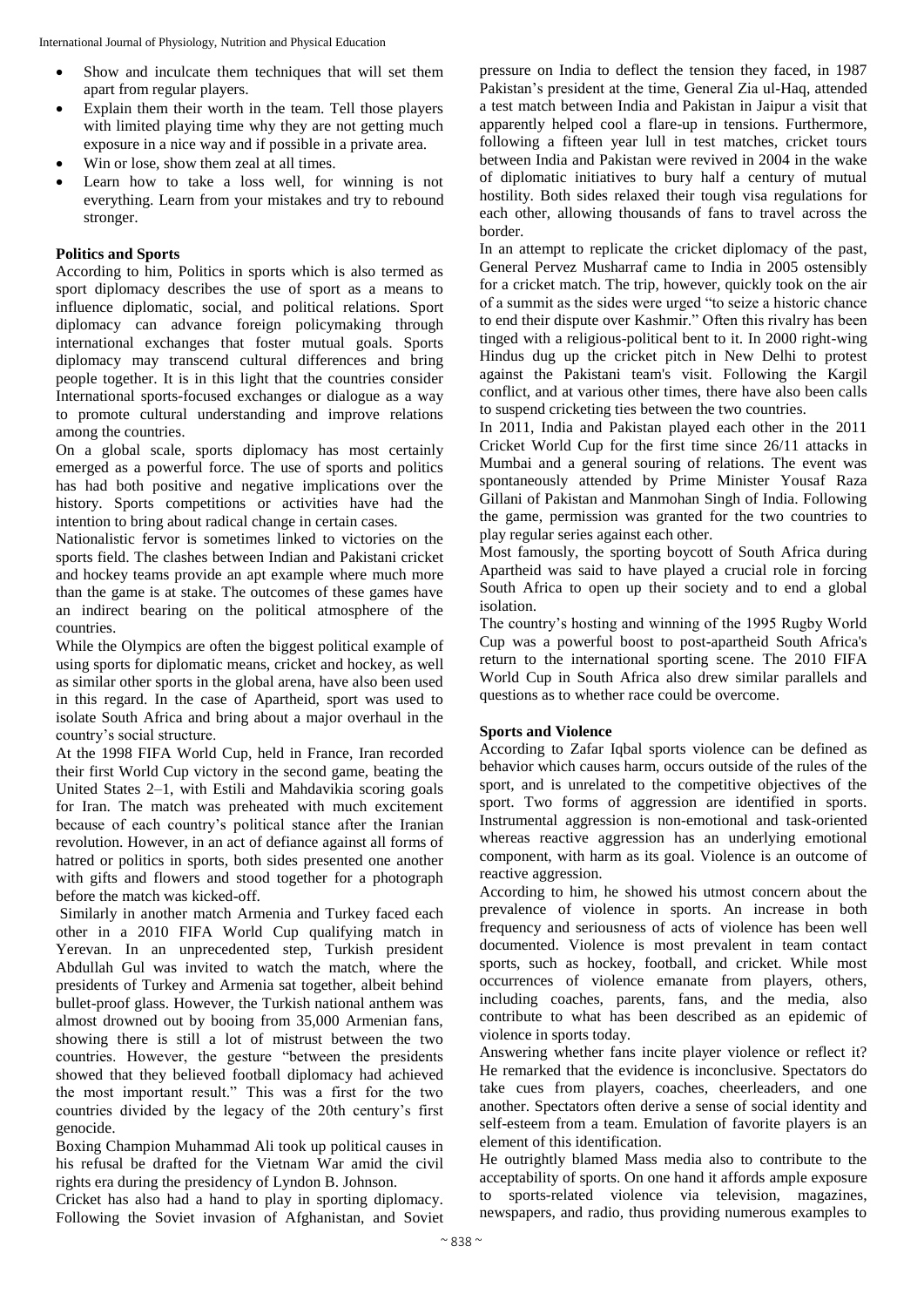- Show and inculcate them techniques that will set them apart from regular players.
- Explain them their worth in the team. Tell those players with limited playing time why they are not getting much exposure in a nice way and if possible in a private area.
- Win or lose, show them zeal at all times.
- Learn how to take a loss well, for winning is not everything. Learn from your mistakes and try to rebound stronger.

**Politics and Sports**

According to him, Politics in sports which is also termed as sport diplomacy describes the use of sport as a means to influence diplomatic, social, and political relations. Sport diplomacy can advance foreign policymaking through international exchanges that foster mutual goals. Sports diplomacy may transcend cultural differences and bring people together. It is in this light that the countries consider International sports-focused exchanges or dialogue as a way to promote cultural understanding and improve relations among the countries.

On a global scale, sports diplomacy has most certainly emerged as a powerful force. The use of sports and politics has had both positive and negative implications over the history. Sports competitions or activities have had the intention to bring about radical change in certain cases.

Nationalistic fervor is sometimes linked to victories on the sports field. The clashes between Indian and Pakistani cricket and hockey teams provide an apt example where much more than the game is at stake. The outcomes of these games have an indirect bearing on the political atmosphere of the countries.

While the Olympics are often the biggest political example of using sports for diplomatic means, cricket and hockey, as well as similar other sports in the global arena, have also been used in this regard. In the case of Apartheid, sport was used to isolate South Africa and bring about a major overhaul in the country's social structure.

At the 1998 FIFA World Cup, held in France, Iran recorded their first World Cup victory in the second game, beating the United States 2–1, with Estili and Mahdavikia scoring goals for Iran. The match was preheated with much excitement because of each country's political stance after the Iranian revolution. However, in an act of defiance against all forms of hatred or politics in sports, both sides presented one another with gifts and flowers and stood together for a photograph before the match was kicked-off.

Similarly in another match Armenia and Turkey faced each other in a 2010 FIFA World Cup qualifying match in Yerevan. In an unprecedented step, Turkish president Abdullah Gul was invited to watch the match, where the presidents of Turkey and Armenia sat together, albeit behind bullet-proof glass. However, the Turkish national anthem was almost drowned out by booing from 35,000 Armenian fans, showing there is still a lot of mistrust between the two countries. However, the gesture "between the presidents showed that they believed football diplomacy had achieved the most important result." This was a first for the two countries divided by the legacy of the 20th century's first genocide.

Boxing Champion Muhammad Ali took up political causes in his refusal be drafted for the Vietnam War amid the civil rights era during the presidency of Lyndon B. Johnson.

Cricket has also had a hand to play in sporting diplomacy. Following the Soviet invasion of Afghanistan, and Soviet pressure on India to deflect the tension they faced, in 1987 Pakistan's president at the time, General Zia ul-Haq, attended a test match between India and Pakistan in Jaipur a visit that apparently helped cool a flare-up in tensions. Furthermore, following a fifteen year lull in test matches, cricket tours between India and Pakistan were revived in 2004 in the wake of diplomatic initiatives to bury half a century of mutual hostility. Both sides relaxed their tough visa regulations for each other, allowing thousands of fans to travel across the border.

In an attempt to replicate the cricket diplomacy of the past, General Pervez Musharraf came to India in 2005 ostensibly for a cricket match. The trip, however, quickly took on the air of a summit as the sides were urged "to seize a historic chance to end their dispute over Kashmir." Often this rivalry has been tinged with a religious-political bent to it. In 2000 right-wing Hindus dug up the cricket pitch in New Delhi to protest against the Pakistani team's visit. Following the Kargil conflict, and at various other times, there have also been calls to suspend cricketing ties between the two countries.

In 2011, India and Pakistan played each other in the 2011 Cricket World Cup for the first time since 26/11 attacks in Mumbai and a general souring of relations. The event was spontaneously attended by Prime Minister Yousaf Raza Gillani of Pakistan and Manmohan Singh of India. Following the game, permission was granted for the two countries to play regular series against each other.

Most famously, the sporting boycott of South Africa during Apartheid was said to have played a crucial role in forcing South Africa to open up their society and to end a global isolation.

The country's hosting and winning of the 1995 Rugby World Cup was a powerful boost to post-apartheid South Africa's return to the international sporting scene. The 2010 FIFA World Cup in South Africa also drew similar parallels and questions as to whether race could be overcome.

**Sports and Violence**

According to Zafar Iqbal sports violence can be defined as behavior which causes harm, occurs outside of the rules of the sport, and is unrelated to the competitive objectives of the sport. Two forms of aggression are identified in sports. Instrumental aggression is non-emotional and task-oriented whereas reactive aggression has an underlying emotional component, with harm as its goal. Violence is an outcome of reactive aggression.

According to him, he showed his utmost concern about the prevalence of violence in sports. An increase in both frequency and seriousness of acts of violence has been well documented. Violence is most prevalent in team contact sports, such as hockey, football, and cricket. While most occurrences of violence emanate from players, others, including coaches, parents, fans, and the media, also contribute to what has been described as an epidemic of violence in sports today.

Answering whether fans incite player violence or reflect it? He remarked that the evidence is inconclusive. Spectators do take cues from players, coaches, cheerleaders, and one another. Spectators often derive a sense of social identity and self-esteem from a team. Emulation of favorite players is an element of this identification.

He outrightly blamed Mass media also to contribute to the acceptability of sports. On one hand it affords ample exposure to sports-related violence via television, magazines, newspapers, and radio, thus providing numerous examples to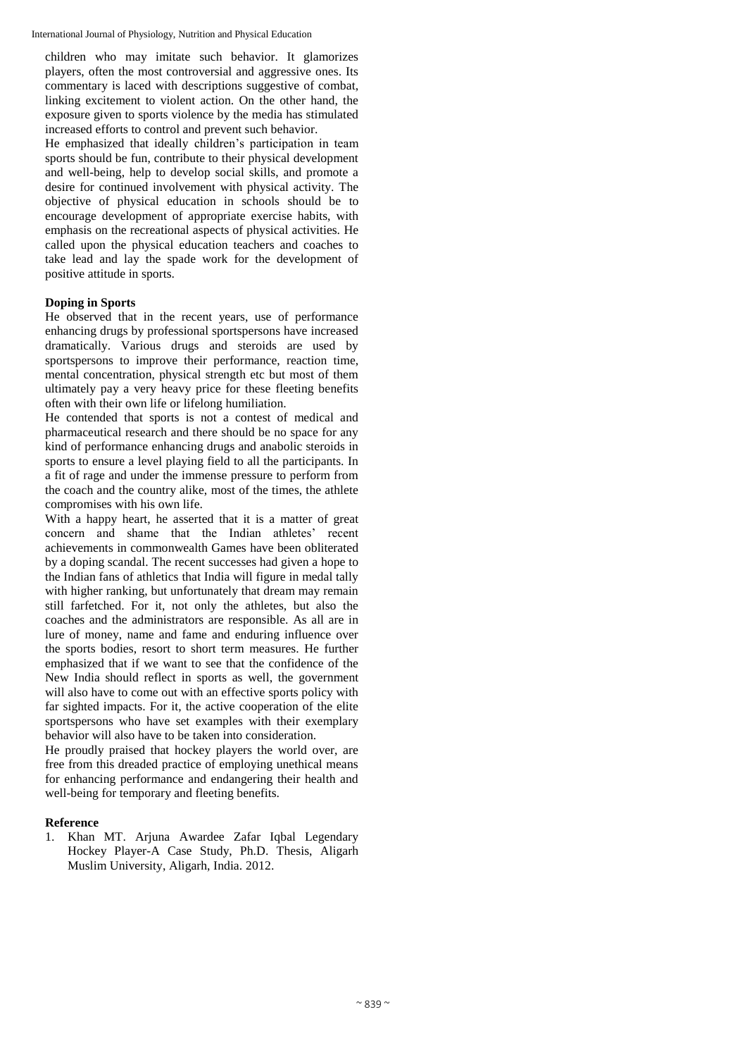children who may imitate such behavior. It glamorizes players, often the most controversial and aggressive ones. Its commentary is laced with descriptions suggestive of combat, linking excitement to violent action. On the other hand, the exposure given to sports violence by the media has stimulated increased efforts to control and prevent such behavior.

He emphasized that ideally children's participation in team sports should be fun, contribute to their physical development and well-being, help to develop social skills, and promote a desire for continued involvement with physical activity. The objective of physical education in schools should be to encourage development of appropriate exercise habits, with emphasis on the recreational aspects of physical activities. He called upon the physical education teachers and coaches to take lead and lay the spade work for the development of positive attitude in sports.

**Doping in Sports**

He observed that in the recent years, use of performance enhancing drugs by professional sportspersons have increased dramatically. Various drugs and steroids are used by sportspersons to improve their performance, reaction time, mental concentration, physical strength etc but most of them ultimately pay a very heavy price for these fleeting benefits often with their own life or lifelong humiliation.

He contended that sports is not a contest of medical and pharmaceutical research and there should be no space for any kind of performance enhancing drugs and anabolic steroids in sports to ensure a level playing field to all the participants. In a fit of rage and under the immense pressure to perform from the coach and the country alike, most of the times, the athlete compromises with his own life.

With a happy heart, he asserted that it is a matter of great concern and shame that the Indian athletes' recent achievements in commonwealth Games have been obliterated by a doping scandal. The recent successes had given a hope to the Indian fans of athletics that India will figure in medal tally with higher ranking, but unfortunately that dream may remain still farfetched. For it, not only the athletes, but also the coaches and the administrators are responsible. As all are in lure of money, name and fame and enduring influence over the sports bodies, resort to short term measures. He further emphasized that if we want to see that the confidence of the New India should reflect in sports as well, the government will also have to come out with an effective sports policy with far sighted impacts. For it, the active cooperation of the elite sportspersons who have set examples with their exemplary behavior will also have to be taken into consideration.

He proudly praised that hockey players the world over, are free from this dreaded practice of employing unethical means for enhancing performance and endangering their health and well-being for temporary and fleeting benefits.

**Reference**

1. Khan MT. Arjuna Awardee Zafar Iqbal Legendary Hockey Player-A Case Study, Ph.D. Thesis, Aligarh Muslim University, Aligarh, India. 2012.